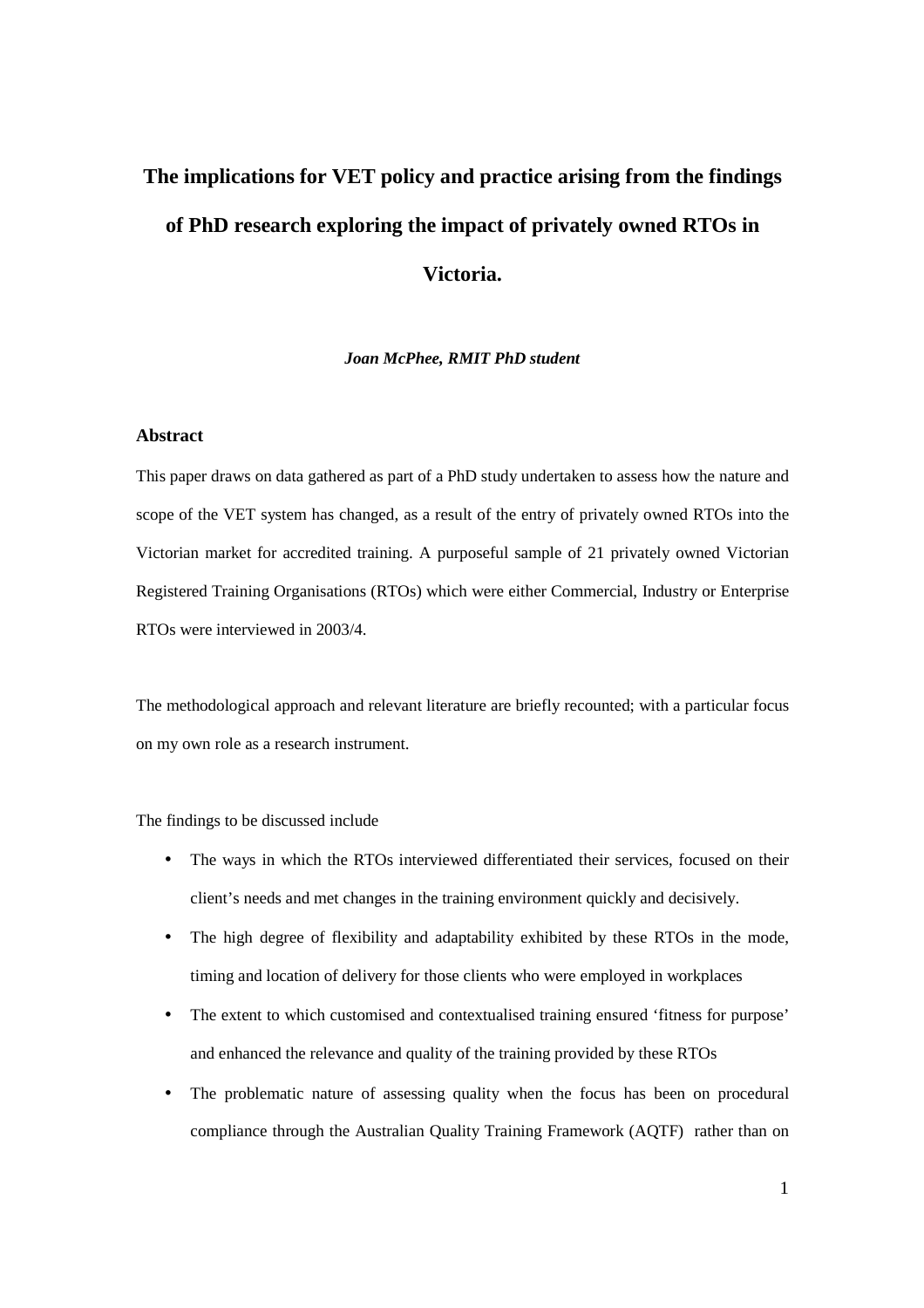# The implications for VET policy and practice arising from the findings of PhD research exploring the impact of privately owned RTOs in Victoria.

***Joan McPhee, RMIT PhD student***

## Abstract

This paper draws on data gathered as part of a PhD study undertaken to assess how the nature and scope of the VET system has changed, as a result of the entry of privately owned RTOs into the Victorian market for accredited training. A purposeful sample of 21 privately owned Victorian Registered Training Organisations (RTOs) which were either Commercial, Industry or Enterprise RTOs were interviewed in 2003/4.

The methodological approach and relevant literature are briefly recounted; with a particular focus on my own role as a research instrument.

The findings to be discussed include

- The ways in which the RTOs interviewed differentiated their services, focused on their client's needs and met changes in the training environment quickly and decisively.
- The high degree of flexibility and adaptability exhibited by these RTOs in the mode, timing and location of delivery for those clients who were employed in workplaces
- The extent to which customised and contextualised training ensured 'fitness for purpose' and enhanced the relevance and quality of the training provided by these RTOs
- The problematic nature of assessing quality when the focus has been on procedural compliance through the Australian Quality Training Framework (AQTF) rather than on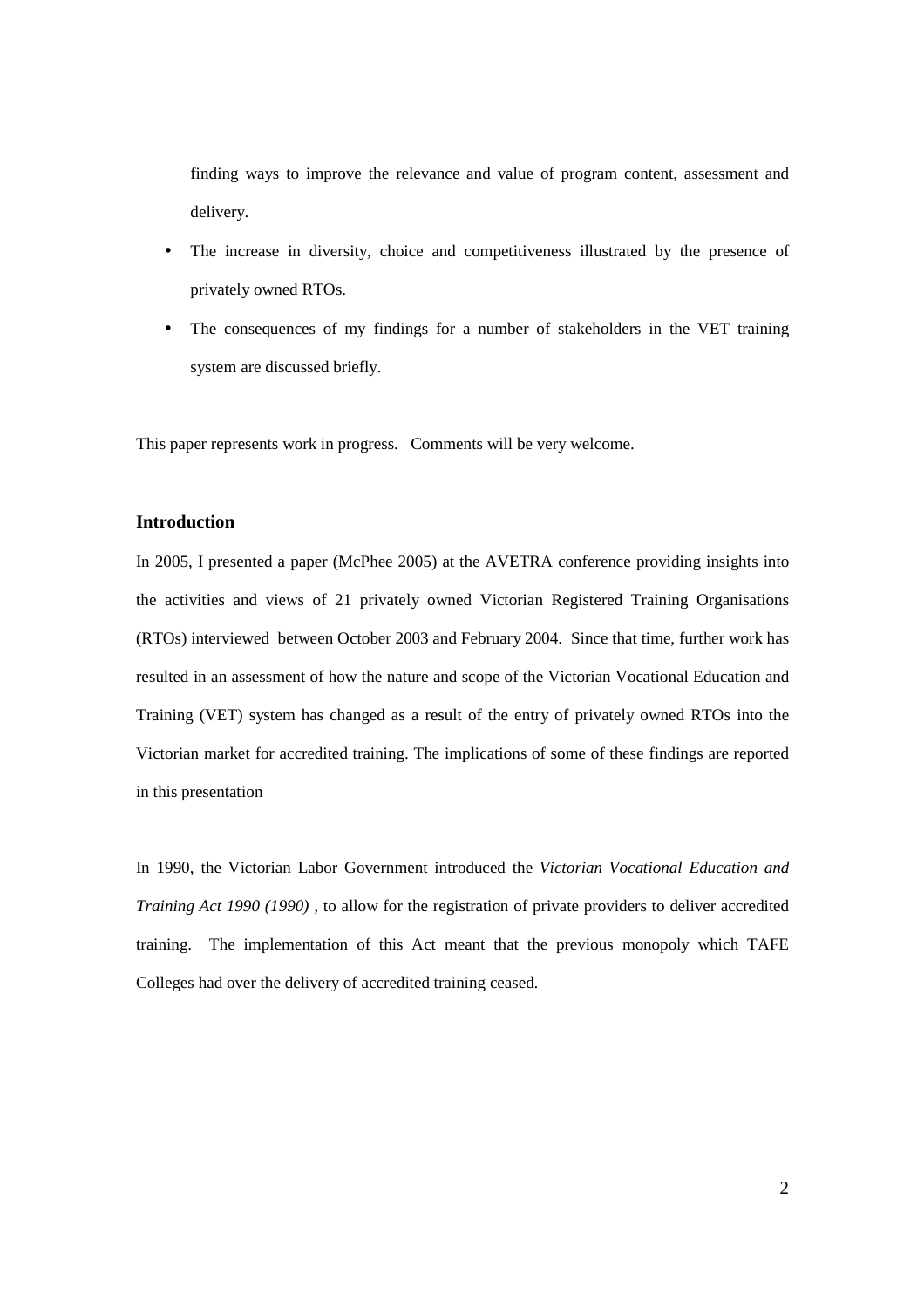finding ways to improve the relevance and value of program content, assessment and delivery.

- The increase in diversity, choice and competitiveness illustrated by the presence of privately owned RTOs.
- The consequences of my findings for a number of stakeholders in the VET training system are discussed briefly.

This paper represents work in progress. Comments will be very welcome.

### Introduction

In 2005, I presented a paper (McPhee 2005) at the AVETRA conference providing insights into the activities and views of 21 privately owned Victorian Registered Training Organisations (RTOs) interviewed between October 2003 and February 2004. Since that time, further work has resulted in an assessment of how the nature and scope of the Victorian Vocational Education and Training (VET) system has changed as a result of the entry of privately owned RTOs into the Victorian market for accredited training. The implications of some of these findings are reported in this presentation

In 1990, the Victorian Labor Government introduced the *Victorian Vocational Education and Training Act 1990 (1990)* , to allow for the registration of private providers to deliver accredited training. The implementation of this Act meant that the previous monopoly which TAFE Colleges had over the delivery of accredited training ceased.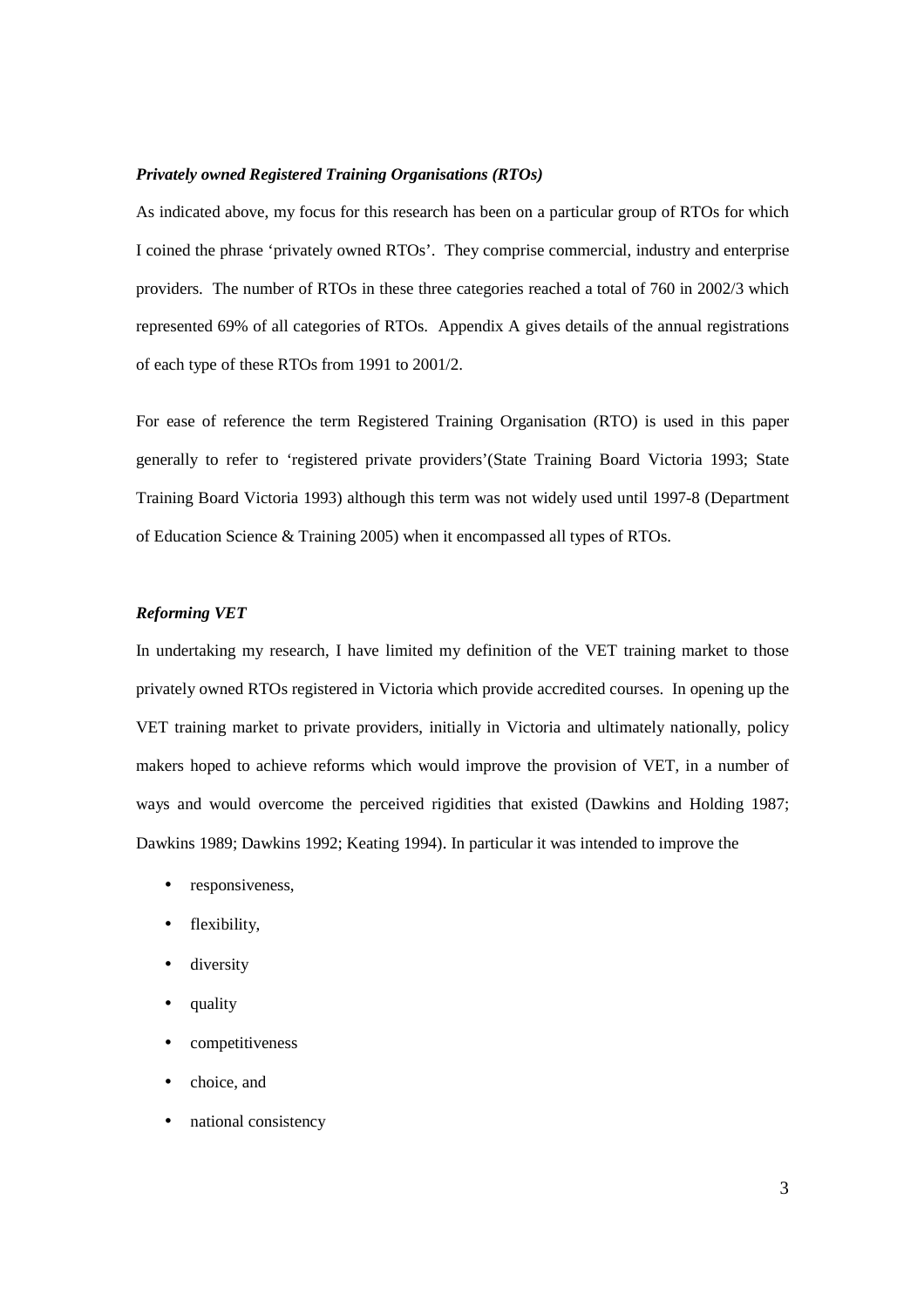### *Privately owned Registered Training Organisations (RTOs)*

As indicated above, my focus for this research has been on a particular group of RTOs for which I coined the phrase 'privately owned RTOs'. They comprise commercial, industry and enterprise providers. The number of RTOs in these three categories reached a total of 760 in 2002/3 which represented 69% of all categories of RTOs. Appendix A gives details of the annual registrations of each type of these RTOs from 1991 to 2001/2.

For ease of reference the term Registered Training Organisation (RTO) is used in this paper generally to refer to 'registered private providers'(State Training Board Victoria 1993; State Training Board Victoria 1993) although this term was not widely used until 1997-8 (Department of Education Science & Training 2005) when it encompassed all types of RTOs.

### *Reforming VET*

In undertaking my research, I have limited my definition of the VET training market to those privately owned RTOs registered in Victoria which provide accredited courses. In opening up the VET training market to private providers, initially in Victoria and ultimately nationally, policy makers hoped to achieve reforms which would improve the provision of VET, in a number of ways and would overcome the perceived rigidities that existed (Dawkins and Holding 1987; Dawkins 1989; Dawkins 1992; Keating 1994). In particular it was intended to improve the

- responsiveness,
- flexibility,
- diversity
- quality
- competitiveness
- choice, and
- national consistency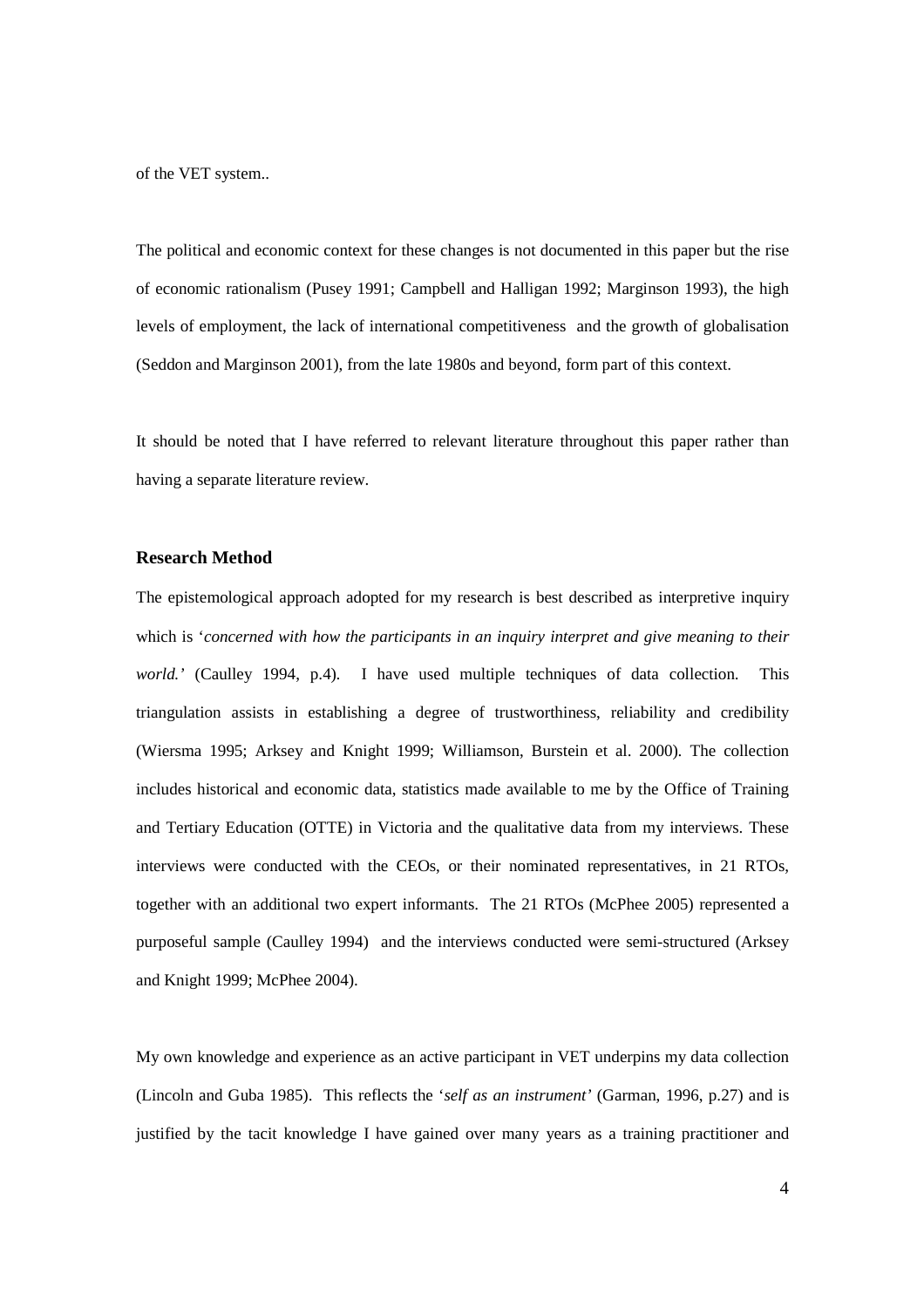of the VET system..

The political and economic context for these changes is not documented in this paper but the rise of economic rationalism (Pusey 1991; Campbell and Halligan 1992; Marginson 1993), the high levels of employment, the lack of international competitiveness and the growth of globalisation (Seddon and Marginson 2001), from the late 1980s and beyond, form part of this context.

It should be noted that I have referred to relevant literature throughout this paper rather than having a separate literature review.

## Research Method

The epistemological approach adopted for my research is best described as interpretive inquiry which is '*concerned with how the participants in an inquiry interpret and give meaning to their world.'* (Caulley 1994, p.4). I have used multiple techniques of data collection. This triangulation assists in establishing a degree of trustworthiness, reliability and credibility (Wiersma 1995; Arksey and Knight 1999; Williamson, Burstein et al. 2000). The collection includes historical and economic data, statistics made available to me by the Office of Training and Tertiary Education (OTTE) in Victoria and the qualitative data from my interviews. These interviews were conducted with the CEOs, or their nominated representatives, in 21 RTOs, together with an additional two expert informants. The 21 RTOs (McPhee 2005) represented a purposeful sample (Caulley 1994) and the interviews conducted were semi-structured (Arksey and Knight 1999; McPhee 2004).

My own knowledge and experience as an active participant in VET underpins my data collection (Lincoln and Guba 1985). This reflects the '*self as an instrument'* (Garman, 1996, p.27) and is justified by the tacit knowledge I have gained over many years as a training practitioner and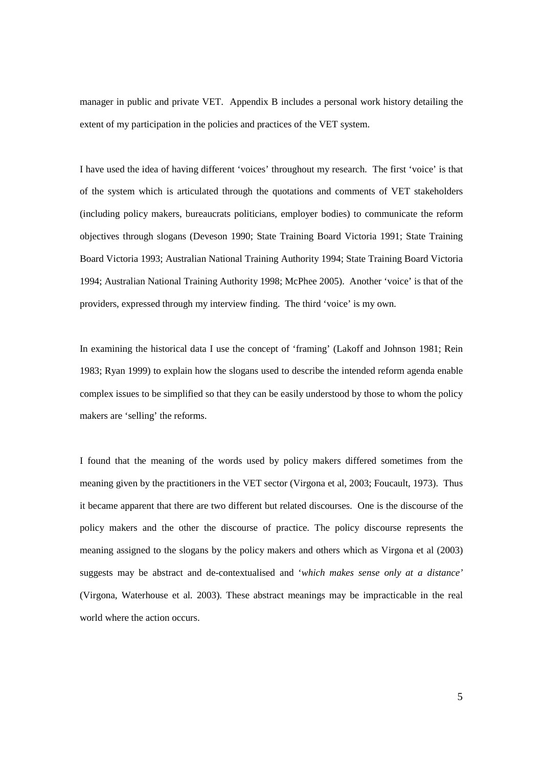manager in public and private VET. Appendix B includes a personal work history detailing the extent of my participation in the policies and practices of the VET system.

I have used the idea of having different 'voices' throughout my research. The first 'voice' is that of the system which is articulated through the quotations and comments of VET stakeholders (including policy makers, bureaucrats politicians, employer bodies) to communicate the reform objectives through slogans (Deveson 1990; State Training Board Victoria 1991; State Training Board Victoria 1993; Australian National Training Authority 1994; State Training Board Victoria 1994; Australian National Training Authority 1998; McPhee 2005). Another 'voice' is that of the providers, expressed through my interview finding. The third 'voice' is my own.

In examining the historical data I use the concept of 'framing' (Lakoff and Johnson 1981; Rein 1983; Ryan 1999) to explain how the slogans used to describe the intended reform agenda enable complex issues to be simplified so that they can be easily understood by those to whom the policy makers are 'selling' the reforms.

I found that the meaning of the words used by policy makers differed sometimes from the meaning given by the practitioners in the VET sector (Virgona et al, 2003; Foucault, 1973). Thus it became apparent that there are two different but related discourses. One is the discourse of the policy makers and the other the discourse of practice. The policy discourse represents the meaning assigned to the slogans by the policy makers and others which as Virgona et al (2003) suggests may be abstract and de-contextualised and '*which makes sense only at a distance*' (Virgona, Waterhouse et al. 2003). These abstract meanings may be impracticable in the real world where the action occurs.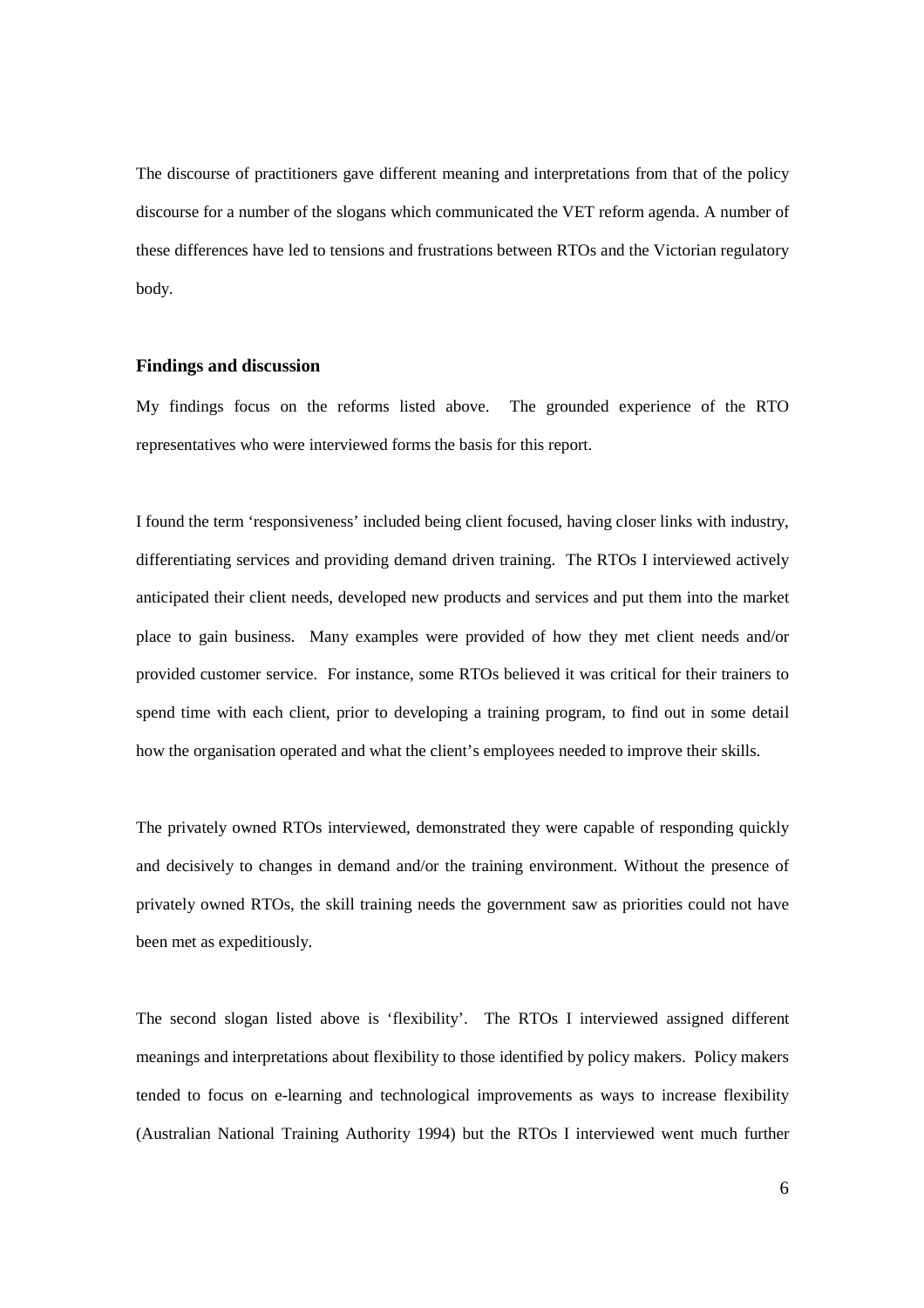The discourse of practitioners gave different meaning and interpretations from that of the policy discourse for a number of the slogans which communicated the VET reform agenda. A number of these differences have led to tensions and frustrations between RTOs and the Victorian regulatory body.

## Findings and discussion

My findings focus on the reforms listed above. The grounded experience of the RTO representatives who were interviewed forms the basis for this report.

I found the term 'responsiveness' included being client focused, having closer links with industry, differentiating services and providing demand driven training. The RTOs I interviewed actively anticipated their client needs, developed new products and services and put them into the market place to gain business. Many examples were provided of how they met client needs and/or provided customer service. For instance, some RTOs believed it was critical for their trainers to spend time with each client, prior to developing a training program, to find out in some detail how the organisation operated and what the client's employees needed to improve their skills.

The privately owned RTOs interviewed, demonstrated they were capable of responding quickly and decisively to changes in demand and/or the training environment. Without the presence of privately owned RTOs, the skill training needs the government saw as priorities could not have been met as expeditiously.

The second slogan listed above is 'flexibility'. The RTOs I interviewed assigned different meanings and interpretations about flexibility to those identified by policy makers. Policy makers tended to focus on e-learning and technological improvements as ways to increase flexibility (Australian National Training Authority 1994) but the RTOs I interviewed went much further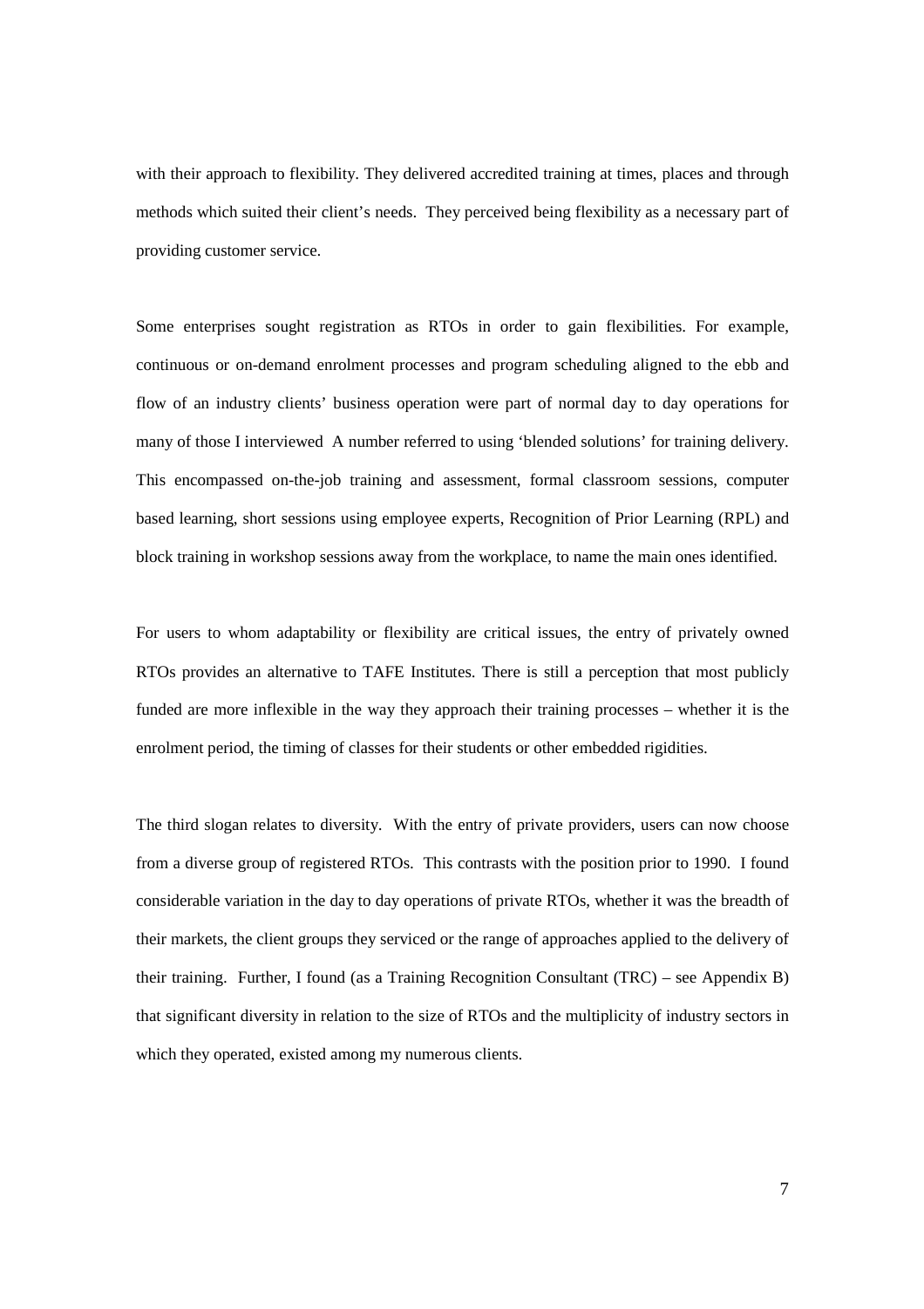with their approach to flexibility. They delivered accredited training at times, places and through methods which suited their client's needs. They perceived being flexibility as a necessary part of providing customer service.

Some enterprises sought registration as RTOs in order to gain flexibilities. For example, continuous or on-demand enrolment processes and program scheduling aligned to the ebb and flow of an industry clients' business operation were part of normal day to day operations for many of those I interviewed A number referred to using 'blended solutions' for training delivery. This encompassed on-the-job training and assessment, formal classroom sessions, computer based learning, short sessions using employee experts, Recognition of Prior Learning (RPL) and block training in workshop sessions away from the workplace, to name the main ones identified.

For users to whom adaptability or flexibility are critical issues, the entry of privately owned RTOs provides an alternative to TAFE Institutes. There is still a perception that most publicly funded are more inflexible in the way they approach their training processes – whether it is the enrolment period, the timing of classes for their students or other embedded rigidities.

The third slogan relates to diversity. With the entry of private providers, users can now choose from a diverse group of registered RTOs. This contrasts with the position prior to 1990. I found considerable variation in the day to day operations of private RTOs, whether it was the breadth of their markets, the client groups they serviced or the range of approaches applied to the delivery of their training. Further, I found (as a Training Recognition Consultant (TRC) – see Appendix B) that significant diversity in relation to the size of RTOs and the multiplicity of industry sectors in which they operated, existed among my numerous clients.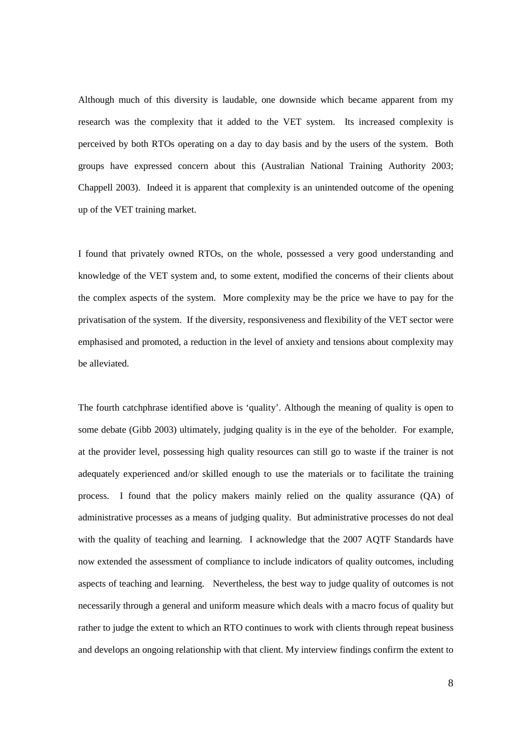Although much of this diversity is laudable, one downside which became apparent from my research was the complexity that it added to the VET system. Its increased complexity is perceived by both RTOs operating on a day to day basis and by the users of the system. Both groups have expressed concern about this (Australian National Training Authority 2003; Chappell 2003). Indeed it is apparent that complexity is an unintended outcome of the opening up of the VET training market.

I found that privately owned RTOs, on the whole, possessed a very good understanding and knowledge of the VET system and, to some extent, modified the concerns of their clients about the complex aspects of the system. More complexity may be the price we have to pay for the privatisation of the system. If the diversity, responsiveness and flexibility of the VET sector were emphasised and promoted, a reduction in the level of anxiety and tensions about complexity may be alleviated.

The fourth catchphrase identified above is 'quality'. Although the meaning of quality is open to some debate (Gibb 2003) ultimately, judging quality is in the eye of the beholder. For example, at the provider level, possessing high quality resources can still go to waste if the trainer is not adequately experienced and/or skilled enough to use the materials or to facilitate the training process. I found that the policy makers mainly relied on the quality assurance (QA) of administrative processes as a means of judging quality. But administrative processes do not deal with the quality of teaching and learning. I acknowledge that the 2007 AQTF Standards have now extended the assessment of compliance to include indicators of quality outcomes, including aspects of teaching and learning. Nevertheless, the best way to judge quality of outcomes is not necessarily through a general and uniform measure which deals with a macro focus of quality but rather to judge the extent to which an RTO continues to work with clients through repeat business and develops an ongoing relationship with that client. My interview findings confirm the extent to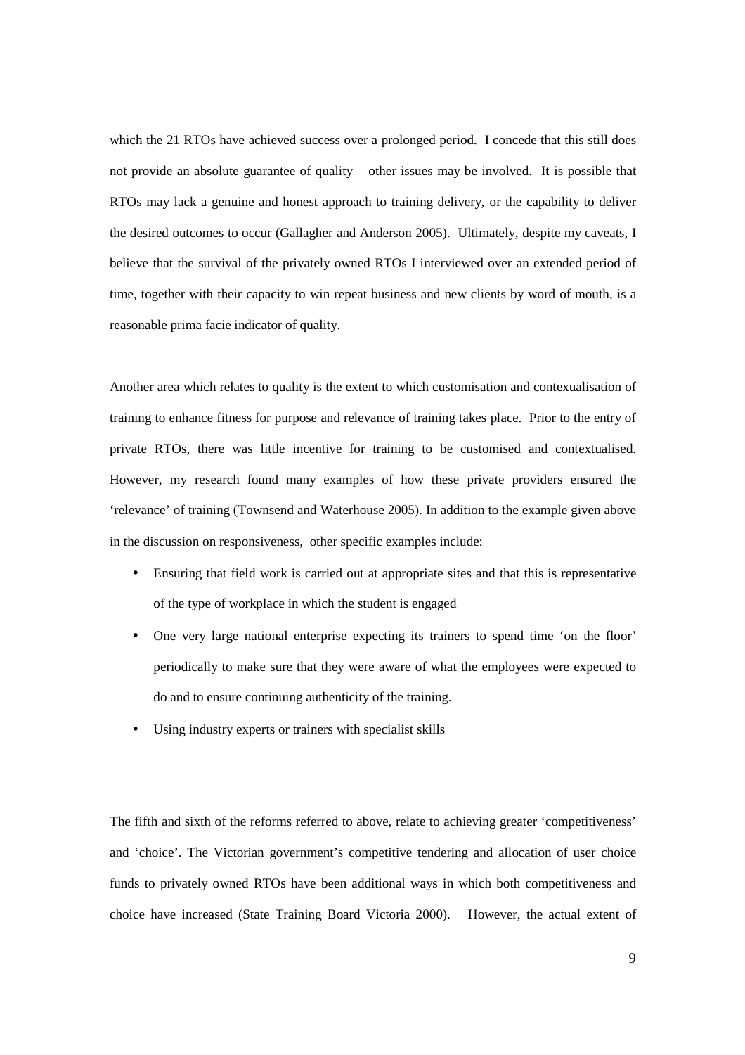which the 21 RTOs have achieved success over a prolonged period. I concede that this still does not provide an absolute guarantee of quality – other issues may be involved. It is possible that RTOs may lack a genuine and honest approach to training delivery, or the capability to deliver the desired outcomes to occur (Gallagher and Anderson 2005). Ultimately, despite my caveats, I believe that the survival of the privately owned RTOs I interviewed over an extended period of time, together with their capacity to win repeat business and new clients by word of mouth, is a reasonable prima facie indicator of quality.

Another area which relates to quality is the extent to which customisation and contexualisation of training to enhance fitness for purpose and relevance of training takes place. Prior to the entry of private RTOs, there was little incentive for training to be customised and contextualised. However, my research found many examples of how these private providers ensured the 'relevance' of training (Townsend and Waterhouse 2005). In addition to the example given above in the discussion on responsiveness, other specific examples include:

- Ensuring that field work is carried out at appropriate sites and that this is representative of the type of workplace in which the student is engaged
- One very large national enterprise expecting its trainers to spend time 'on the floor' periodically to make sure that they were aware of what the employees were expected to do and to ensure continuing authenticity of the training.
- Using industry experts or trainers with specialist skills

The fifth and sixth of the reforms referred to above, relate to achieving greater 'competitiveness' and 'choice'. The Victorian government's competitive tendering and allocation of user choice funds to privately owned RTOs have been additional ways in which both competitiveness and choice have increased (State Training Board Victoria 2000). However, the actual extent of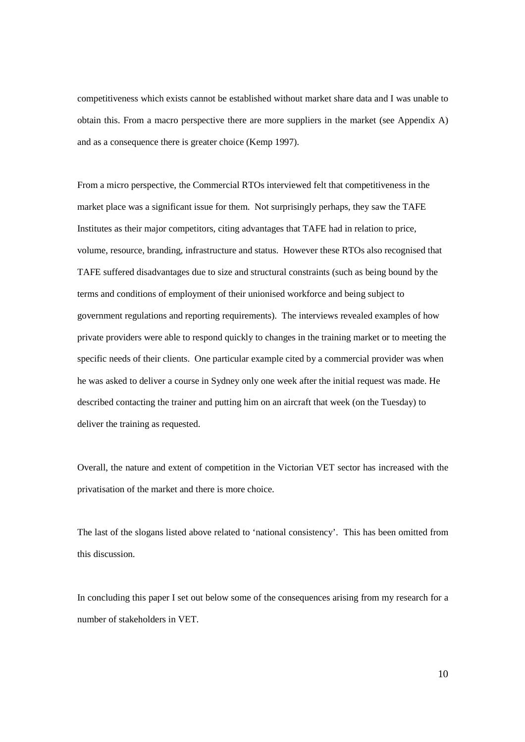competitiveness which exists cannot be established without market share data and I was unable to obtain this. From a macro perspective there are more suppliers in the market (see Appendix A) and as a consequence there is greater choice (Kemp 1997).

From a micro perspective, the Commercial RTOs interviewed felt that competitiveness in the market place was a significant issue for them. Not surprisingly perhaps, they saw the TAFE Institutes as their major competitors, citing advantages that TAFE had in relation to price, volume, resource, branding, infrastructure and status. However these RTOs also recognised that TAFE suffered disadvantages due to size and structural constraints (such as being bound by the terms and conditions of employment of their unionised workforce and being subject to government regulations and reporting requirements). The interviews revealed examples of how private providers were able to respond quickly to changes in the training market or to meeting the specific needs of their clients. One particular example cited by a commercial provider was when he was asked to deliver a course in Sydney only one week after the initial request was made. He described contacting the trainer and putting him on an aircraft that week (on the Tuesday) to deliver the training as requested.

Overall, the nature and extent of competition in the Victorian VET sector has increased with the privatisation of the market and there is more choice.

The last of the slogans listed above related to 'national consistency'. This has been omitted from this discussion.

In concluding this paper I set out below some of the consequences arising from my research for a number of stakeholders in VET.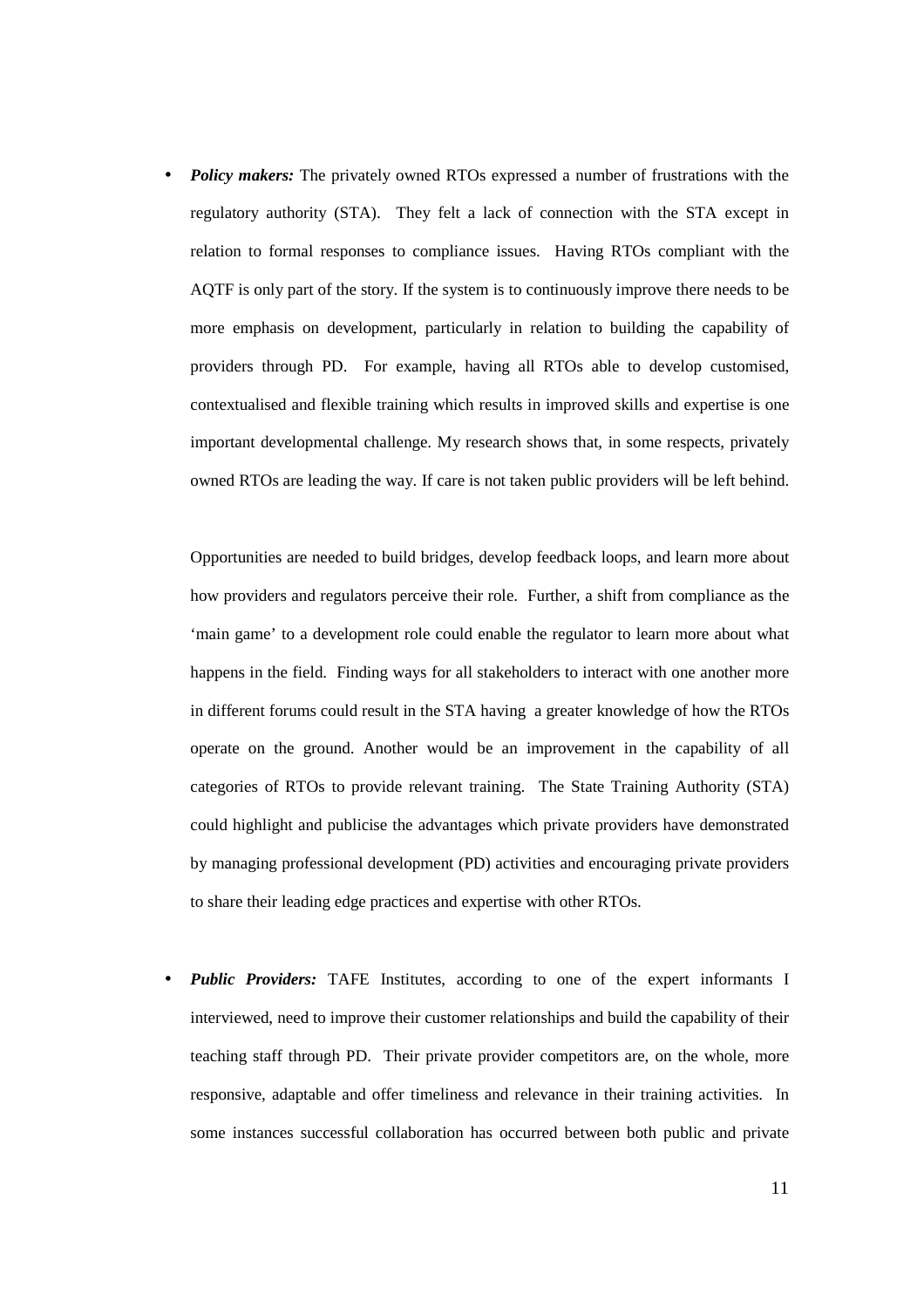- ***Policy makers:*** The privately owned RTOs expressed a number of frustrations with the regulatory authority (STA). They felt a lack of connection with the STA except in relation to formal responses to compliance issues. Having RTOs compliant with the AQTF is only part of the story. If the system is to continuously improve there needs to be more emphasis on development, particularly in relation to building the capability of providers through PD. For example, having all RTOs able to develop customised, contextualised and flexible training which results in improved skills and expertise is one important developmental challenge. My research shows that, in some respects, privately owned RTOs are leading the way. If care is not taken public providers will be left behind.

  Opportunities are needed to build bridges, develop feedback loops, and learn more about how providers and regulators perceive their role. Further, a shift from compliance as the 'main game' to a development role could enable the regulator to learn more about what happens in the field. Finding ways for all stakeholders to interact with one another more in different forums could result in the STA having a greater knowledge of how the RTOs operate on the ground. Another would be an improvement in the capability of all categories of RTOs to provide relevant training. The State Training Authority (STA) could highlight and publicise the advantages which private providers have demonstrated by managing professional development (PD) activities and encouraging private providers to share their leading edge practices and expertise with other RTOs.

- ***Public Providers:*** TAFE Institutes, according to one of the expert informants I interviewed, need to improve their customer relationships and build the capability of their teaching staff through PD. Their private provider competitors are, on the whole, more responsive, adaptable and offer timeliness and relevance in their training activities. In some instances successful collaboration has occurred between both public and private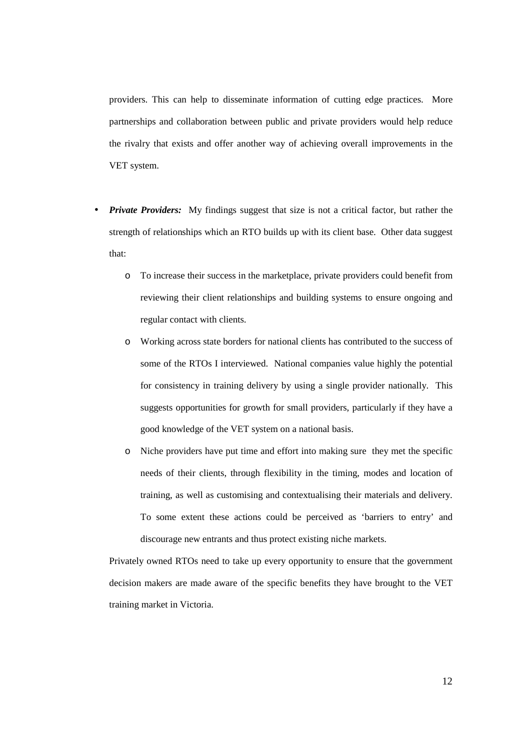providers. This can help to disseminate information of cutting edge practices. More partnerships and collaboration between public and private providers would help reduce the rivalry that exists and offer another way of achieving overall improvements in the VET system.

- ***Private Providers:*** My findings suggest that size is not a critical factor, but rather the strength of relationships which an RTO builds up with its client base. Other data suggest that:
    - To increase their success in the marketplace, private providers could benefit from reviewing their client relationships and building systems to ensure ongoing and regular contact with clients.
    - Working across state borders for national clients has contributed to the success of some of the RTOs I interviewed. National companies value highly the potential for consistency in training delivery by using a single provider nationally. This suggests opportunities for growth for small providers, particularly if they have a good knowledge of the VET system on a national basis.
    - Niche providers have put time and effort into making sure they met the specific needs of their clients, through flexibility in the timing, modes and location of training, as well as customising and contextualising their materials and delivery. To some extent these actions could be perceived as 'barriers to entry' and discourage new entrants and thus protect existing niche markets.

  Privately owned RTOs need to take up every opportunity to ensure that the government decision makers are made aware of the specific benefits they have brought to the VET training market in Victoria.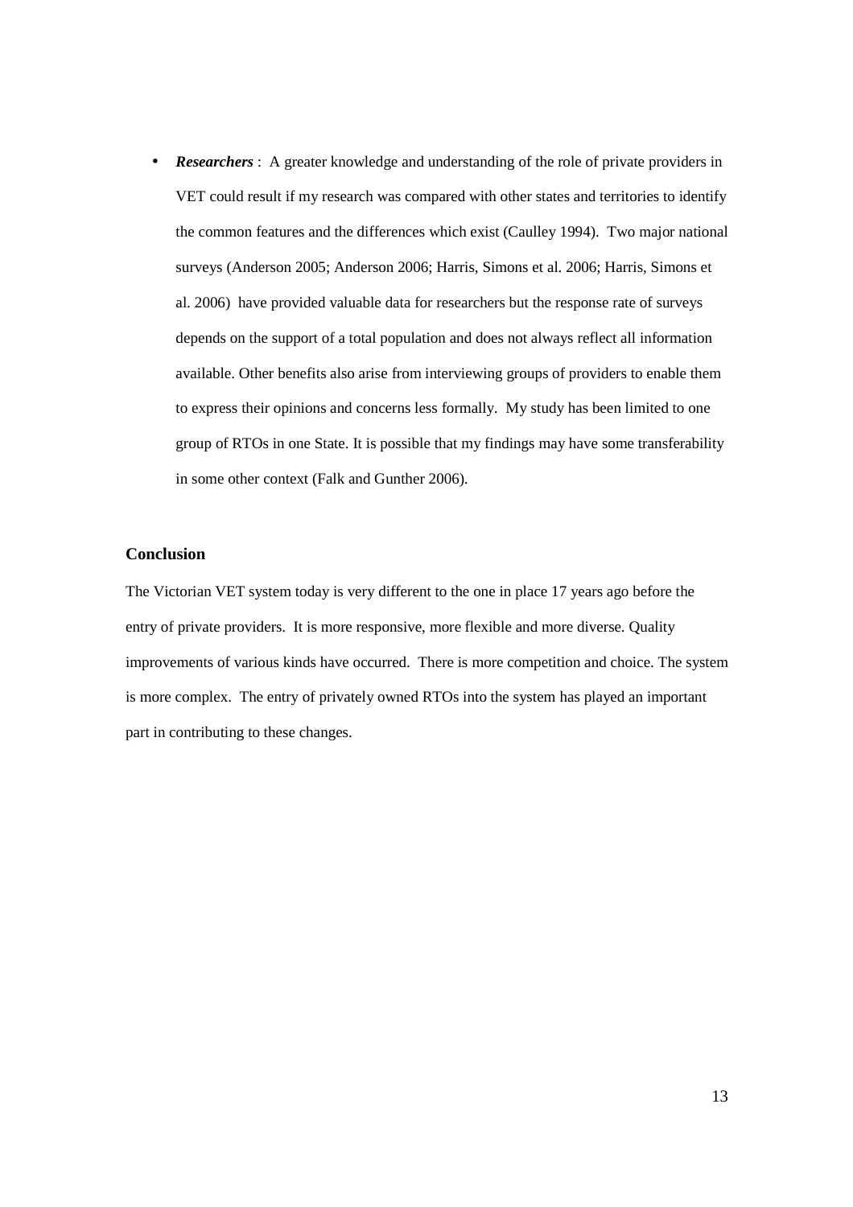- ***Researchers*** : A greater knowledge and understanding of the role of private providers in VET could result if my research was compared with other states and territories to identify the common features and the differences which exist (Caulley 1994). Two major national surveys (Anderson 2005; Anderson 2006; Harris, Simons et al. 2006; Harris, Simons et al. 2006) have provided valuable data for researchers but the response rate of surveys depends on the support of a total population and does not always reflect all information available. Other benefits also arise from interviewing groups of providers to enable them to express their opinions and concerns less formally. My study has been limited to one group of RTOs in one State. It is possible that my findings may have some transferability in some other context (Falk and Gunther 2006).

## Conclusion

The Victorian VET system today is very different to the one in place 17 years ago before the entry of private providers. It is more responsive, more flexible and more diverse. Quality improvements of various kinds have occurred. There is more competition and choice. The system is more complex. The entry of privately owned RTOs into the system has played an important part in contributing to these changes.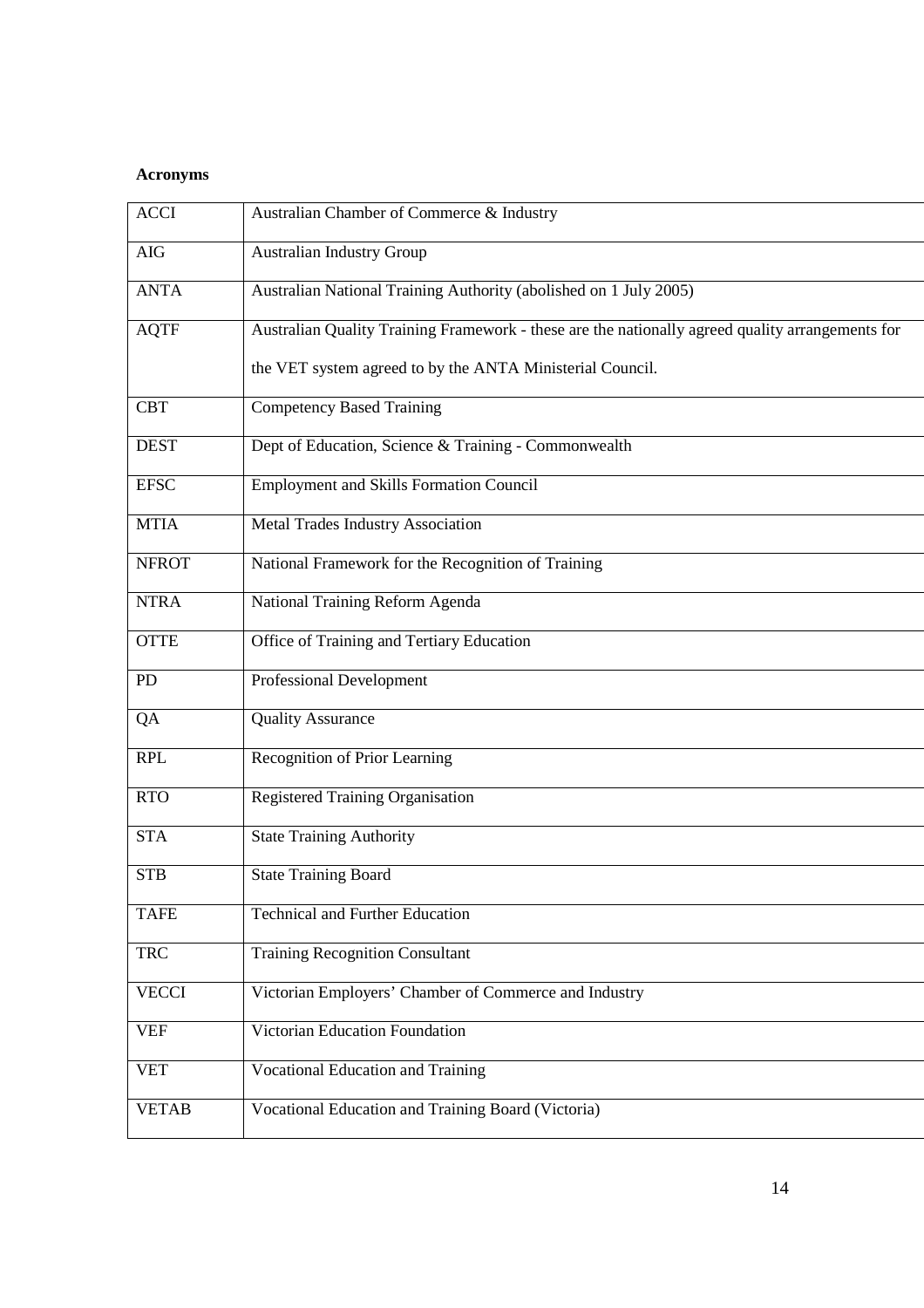**Acronyms**

| | |
|---|---|
| ACCI | Australian Chamber of Commerce & Industry |
| AIG | Australian Industry Group |
| ANTA | Australian National Training Authority (abolished on 1 July 2005) |
| AQTF | Australian Quality Training Framework - these are the nationally agreed quality arrangements for the VET system agreed to by the ANTA Ministerial Council. |
| CBT | Competency Based Training |
| DEST | Dept of Education, Science & Training - Commonwealth |
| EFSC | Employment and Skills Formation Council |
| MTIA | Metal Trades Industry Association |
| NFROT | National Framework for the Recognition of Training |
| NTRA | National Training Reform Agenda |
| OTTE | Office of Training and Tertiary Education |
| PD | Professional Development |
| QA | Quality Assurance |
| RPL | Recognition of Prior Learning |
| RTO | Registered Training Organisation |
| STA | State Training Authority |
| STB | State Training Board |
| TAFE | Technical and Further Education |
| TRC | Training Recognition Consultant |
| VECCI | Victorian Employers' Chamber of Commerce and Industry |
| VEF | Victorian Education Foundation |
| VET | Vocational Education and Training |
| VETAB | Vocational Education and Training Board (Victoria) |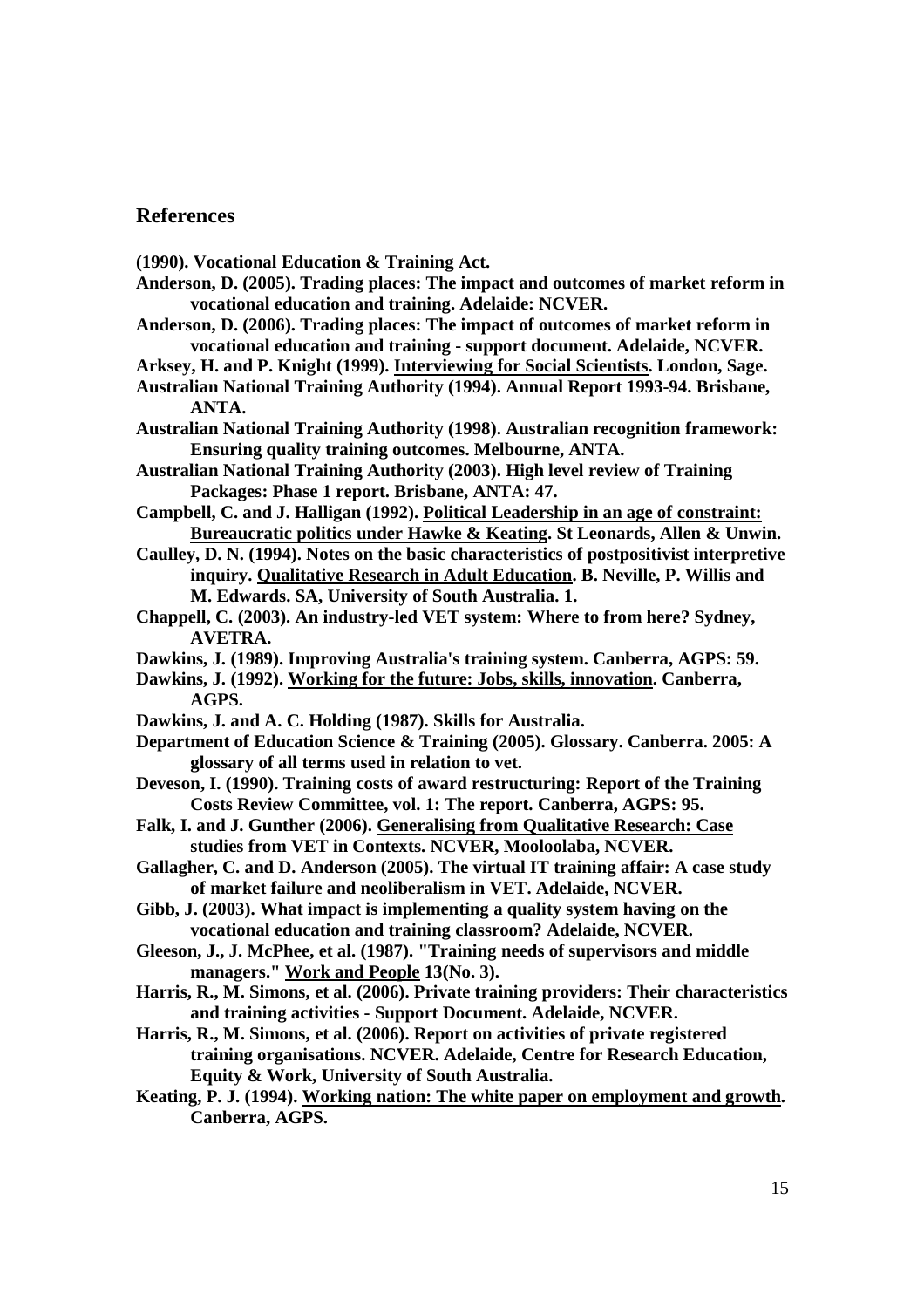## References

**(1990). Vocational Education & Training Act.**

**Anderson, D. (2005). Trading places: The impact and outcomes of market reform in vocational education and training. Adelaide: NCVER.**

**Anderson, D. (2006). Trading places: The impact of outcomes of market reform in vocational education and training - support document. Adelaide, NCVER.**

**Arksey, H. and P. Knight (1999). <u>Interviewing for Social Scientists</u>. London, Sage.**

**Australian National Training Authority (1994). Annual Report 1993-94. Brisbane, ANTA.**

**Australian National Training Authority (1998). Australian recognition framework: Ensuring quality training outcomes. Melbourne, ANTA.**

**Australian National Training Authority (2003). High level review of Training Packages: Phase 1 report. Brisbane, ANTA: 47.**

**Campbell, C. and J. Halligan (1992). <u>Political Leadership in an age of constraint: Bureaucratic politics under Hawke & Keating</u>. St Leonards, Allen & Unwin.**

**Caulley, D. N. (1994). Notes on the basic characteristics of postpositivist interpretive inquiry. <u>Qualitative Research in Adult Education</u>. B. Neville, P. Willis and M. Edwards. SA, University of South Australia. 1.**

**Chappell, C. (2003). An industry-led VET system: Where to from here? Sydney, AVETRA.**

**Dawkins, J. (1989). Improving Australia's training system. Canberra, AGPS: 59.**

**Dawkins, J. (1992). <u>Working for the future: Jobs, skills, innovation</u>. Canberra, AGPS.**

**Dawkins, J. and A. C. Holding (1987). Skills for Australia.**

**Department of Education Science & Training (2005). Glossary. Canberra. 2005: A glossary of all terms used in relation to vet.**

**Deveson, I. (1990). Training costs of award restructuring: Report of the Training Costs Review Committee, vol. 1: The report. Canberra, AGPS: 95.**

**Falk, I. and J. Gunther (2006). <u>Generalising from Qualitative Research: Case studies from VET in Contexts</u>. NCVER, Mooloolaba, NCVER.**

**Gallagher, C. and D. Anderson (2005). The virtual IT training affair: A case study of market failure and neoliberalism in VET. Adelaide, NCVER.**

**Gibb, J. (2003). What impact is implementing a quality system having on the vocational education and training classroom? Adelaide, NCVER.**

**Gleeson, J., J. McPhee, et al. (1987). "Training needs of supervisors and middle managers." <u>Work and People</u> 13(No. 3).**

**Harris, R., M. Simons, et al. (2006). Private training providers: Their characteristics and training activities - Support Document. Adelaide, NCVER.**

**Harris, R., M. Simons, et al. (2006). Report on activities of private registered training organisations. NCVER. Adelaide, Centre for Research Education, Equity & Work, University of South Australia.**

**Keating, P. J. (1994). <u>Working nation: The white paper on employment and growth</u>. Canberra, AGPS.**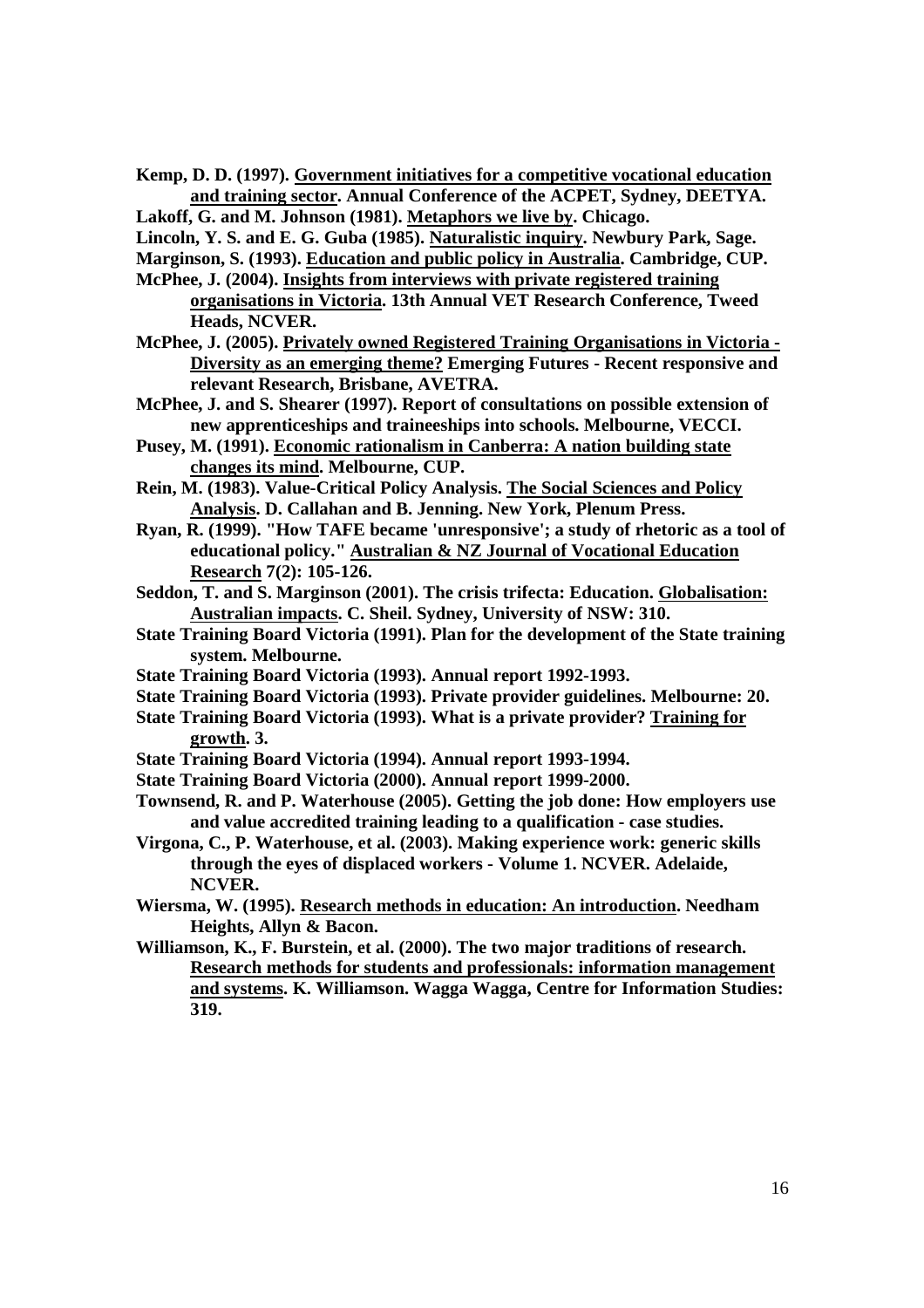Kemp, D. D. (1997). Government initiatives for a competitive vocational education and training sector. Annual Conference of the ACPET, Sydney, DEETYA.

Lakoff, G. and M. Johnson (1981). Metaphors we live by. Chicago.

Lincoln, Y. S. and E. G. Guba (1985). Naturalistic inquiry. Newbury Park, Sage.

Marginson, S. (1993). Education and public policy in Australia. Cambridge, CUP.

McPhee, J. (2004). Insights from interviews with private registered training organisations in Victoria. 13th Annual VET Research Conference, Tweed Heads, NCVER.

McPhee, J. (2005). Privately owned Registered Training Organisations in Victoria - Diversity as an emerging theme? Emerging Futures - Recent responsive and relevant Research, Brisbane, AVETRA.

McPhee, J. and S. Shearer (1997). Report of consultations on possible extension of new apprenticeships and traineeships into schools. Melbourne, VECCI.

Pusey, M. (1991). Economic rationalism in Canberra: A nation building state changes its mind. Melbourne, CUP.

Rein, M. (1983). Value-Critical Policy Analysis. The Social Sciences and Policy Analysis. D. Callahan and B. Jenning. New York, Plenum Press.

Ryan, R. (1999). "How TAFE became 'unresponsive'; a study of rhetoric as a tool of educational policy." Australian & NZ Journal of Vocational Education Research 7(2): 105-126.

Seddon, T. and S. Marginson (2001). The crisis trifecta: Education. Globalisation: Australian impacts. C. Sheil. Sydney, University of NSW: 310.

State Training Board Victoria (1991). Plan for the development of the State training system. Melbourne.

State Training Board Victoria (1993). Annual report 1992-1993.

State Training Board Victoria (1993). Private provider guidelines. Melbourne: 20.

State Training Board Victoria (1993). What is a private provider? Training for growth. 3.

State Training Board Victoria (1994). Annual report 1993-1994.

State Training Board Victoria (2000). Annual report 1999-2000.

Townsend, R. and P. Waterhouse (2005). Getting the job done: How employers use and value accredited training leading to a qualification - case studies.

Virgona, C., P. Waterhouse, et al. (2003). Making experience work: generic skills through the eyes of displaced workers - Volume 1. NCVER. Adelaide, NCVER.

Wiersma, W. (1995). Research methods in education: An introduction. Needham Heights, Allyn & Bacon.

Williamson, K., F. Burstein, et al. (2000). The two major traditions of research. Research methods for students and professionals: information management and systems. K. Williamson. Wagga Wagga, Centre for Information Studies: 319.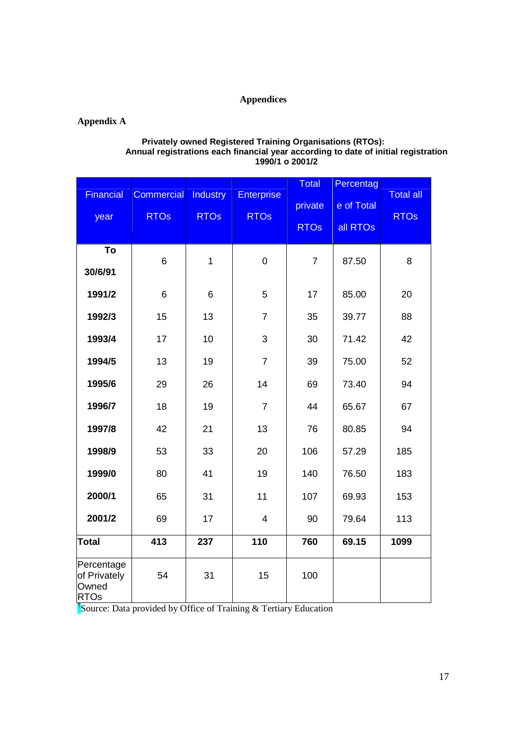# Appendices

## Appendix A

**Privately owned Registered Training Organisations (RTOs): Annual registrations each financial year according to date of initial registration 1990/1 o 2001/2**

| Financial year | Commercial RTOs | Industry RTOs | Enterprise RTOs | Total private RTOs | Percentage of Total all RTOs | Total all RTOs |
|---|---|---|---|---|---|---|
| **To 30/6/91** | 6 | 1 | 0 | 7 | 87.50 | 8 |
| **1991/2** | 6 | 6 | 5 | 17 | 85.00 | 20 |
| **1992/3** | 15 | 13 | 7 | 35 | 39.77 | 88 |
| **1993/4** | 17 | 10 | 3 | 30 | 71.42 | 42 |
| **1994/5** | 13 | 19 | 7 | 39 | 75.00 | 52 |
| **1995/6** | 29 | 26 | 14 | 69 | 73.40 | 94 |
| **1996/7** | 18 | 19 | 7 | 44 | 65.67 | 67 |
| **1997/8** | 42 | 21 | 13 | 76 | 80.85 | 94 |
| **1998/9** | 53 | 33 | 20 | 106 | 57.29 | 185 |
| **1999/0** | 80 | 41 | 19 | 140 | 76.50 | 183 |
| **2000/1** | 65 | 31 | 11 | 107 | 69.93 | 153 |
| **2001/2** | 69 | 17 | 4 | 90 | 79.64 | 113 |
| **Total** | **413** | **237** | **110** | **760** | **69.15** | **1099** |
| Percentage of Privately Owned RTOs | 54 | 31 | 15 | 100 | | |

[1]Source: Data provided by Office of Training & Tertiary Education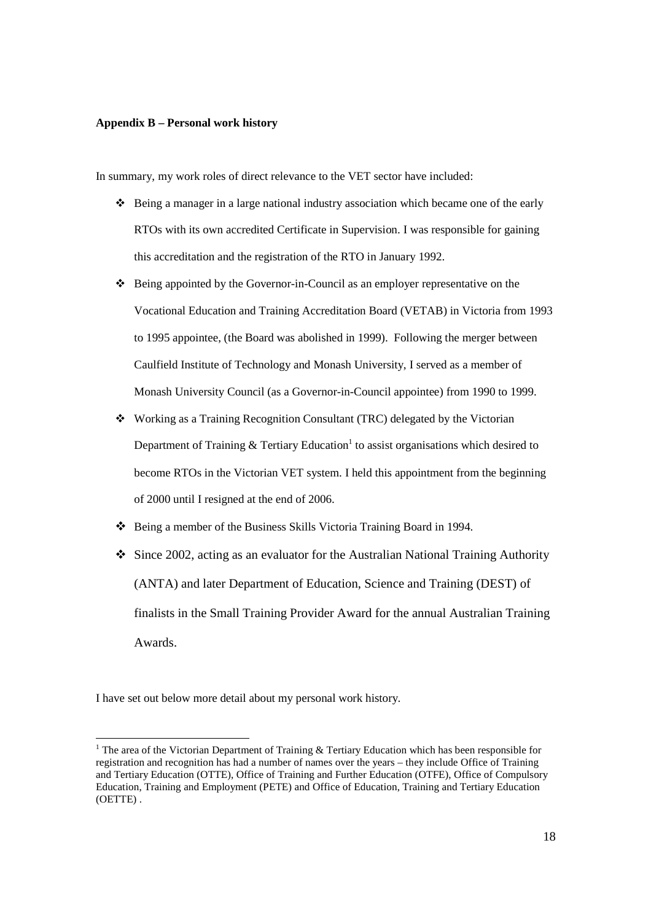**Appendix B – Personal work history**

In summary, my work roles of direct relevance to the VET sector have included:

- Being a manager in a large national industry association which became one of the early RTOs with its own accredited Certificate in Supervision. I was responsible for gaining this accreditation and the registration of the RTO in January 1992.
- Being appointed by the Governor-in-Council as an employer representative on the Vocational Education and Training Accreditation Board (VETAB) in Victoria from 1993 to 1995 appointee, (the Board was abolished in 1999). Following the merger between Caulfield Institute of Technology and Monash University, I served as a member of Monash University Council (as a Governor-in-Council appointee) from 1990 to 1999.
- Working as a Training Recognition Consultant (TRC) delegated by the Victorian Department of Training & Tertiary Education[1] to assist organisations which desired to become RTOs in the Victorian VET system. I held this appointment from the beginning of 2000 until I resigned at the end of 2006.
- Being a member of the Business Skills Victoria Training Board in 1994.
- Since 2002, acting as an evaluator for the Australian National Training Authority (ANTA) and later Department of Education, Science and Training (DEST) of finalists in the Small Training Provider Award for the annual Australian Training Awards.

I have set out below more detail about my personal work history.

---

[1] The area of the Victorian Department of Training & Tertiary Education which has been responsible for registration and recognition has had a number of names over the years – they include Office of Training and Tertiary Education (OTTE), Office of Training and Further Education (OTFE), Office of Compulsory Education, Training and Employment (PETE) and Office of Education, Training and Tertiary Education (OETTE) .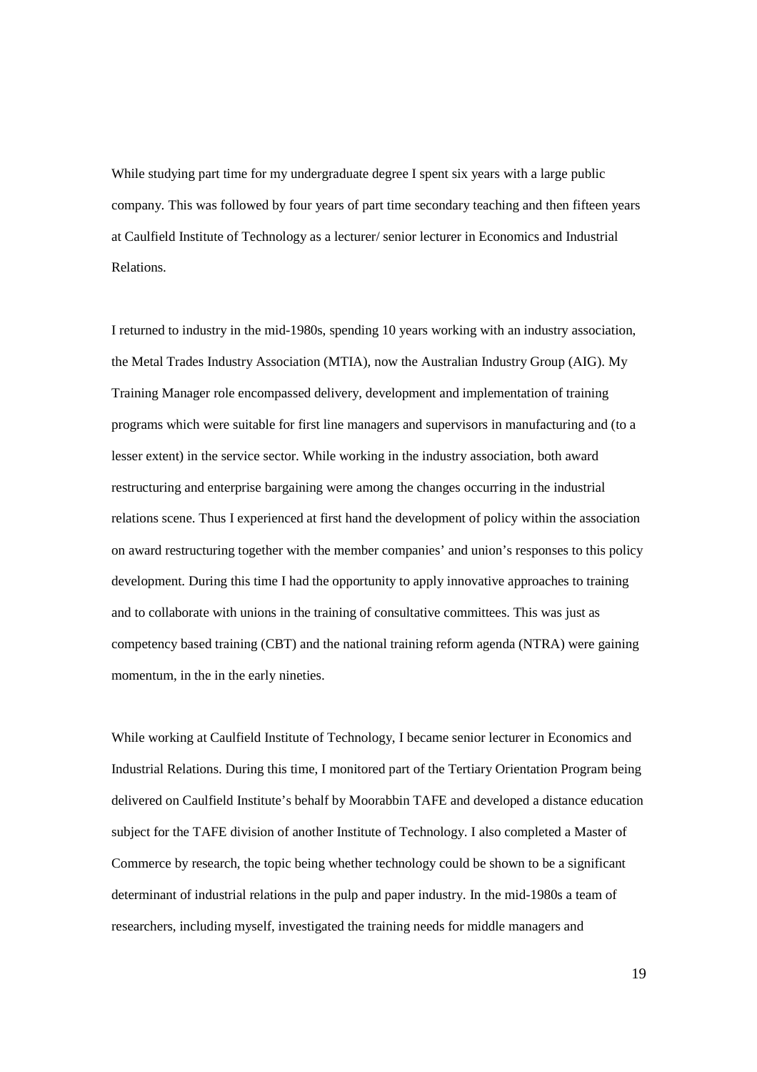While studying part time for my undergraduate degree I spent six years with a large public company. This was followed by four years of part time secondary teaching and then fifteen years at Caulfield Institute of Technology as a lecturer/ senior lecturer in Economics and Industrial Relations.

I returned to industry in the mid-1980s, spending 10 years working with an industry association, the Metal Trades Industry Association (MTIA), now the Australian Industry Group (AIG). My Training Manager role encompassed delivery, development and implementation of training programs which were suitable for first line managers and supervisors in manufacturing and (to a lesser extent) in the service sector. While working in the industry association, both award restructuring and enterprise bargaining were among the changes occurring in the industrial relations scene. Thus I experienced at first hand the development of policy within the association on award restructuring together with the member companies' and union's responses to this policy development. During this time I had the opportunity to apply innovative approaches to training and to collaborate with unions in the training of consultative committees. This was just as competency based training (CBT) and the national training reform agenda (NTRA) were gaining momentum, in the in the early nineties.

While working at Caulfield Institute of Technology, I became senior lecturer in Economics and Industrial Relations. During this time, I monitored part of the Tertiary Orientation Program being delivered on Caulfield Institute's behalf by Moorabbin TAFE and developed a distance education subject for the TAFE division of another Institute of Technology. I also completed a Master of Commerce by research, the topic being whether technology could be shown to be a significant determinant of industrial relations in the pulp and paper industry. In the mid-1980s a team of researchers, including myself, investigated the training needs for middle managers and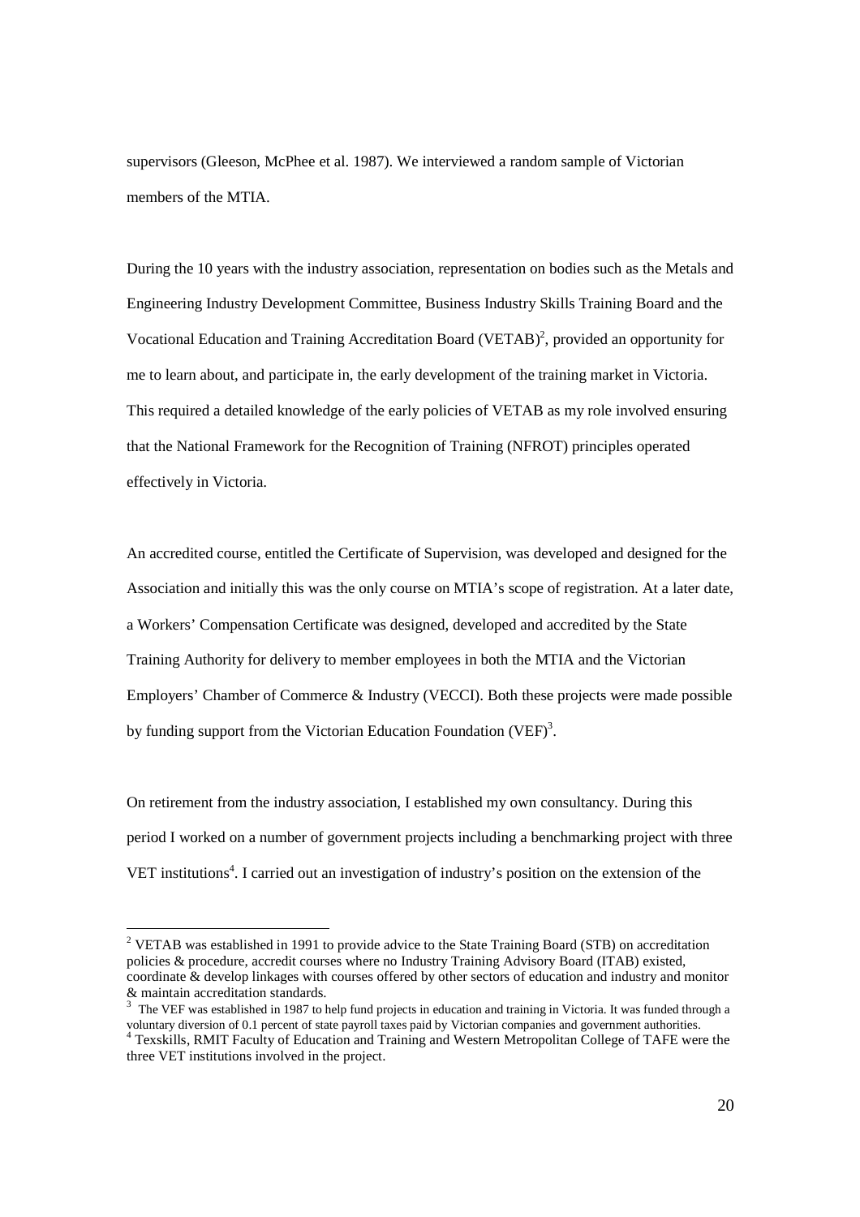supervisors (Gleeson, McPhee et al. 1987). We interviewed a random sample of Victorian members of the MTIA.

During the 10 years with the industry association, representation on bodies such as the Metals and Engineering Industry Development Committee, Business Industry Skills Training Board and the Vocational Education and Training Accreditation Board (VETAB)[2], provided an opportunity for me to learn about, and participate in, the early development of the training market in Victoria. This required a detailed knowledge of the early policies of VETAB as my role involved ensuring that the National Framework for the Recognition of Training (NFROT) principles operated effectively in Victoria.

An accredited course, entitled the Certificate of Supervision, was developed and designed for the Association and initially this was the only course on MTIA's scope of registration. At a later date, a Workers' Compensation Certificate was designed, developed and accredited by the State Training Authority for delivery to member employees in both the MTIA and the Victorian Employers' Chamber of Commerce & Industry (VECCI). Both these projects were made possible by funding support from the Victorian Education Foundation (VEF)[3].

On retirement from the industry association, I established my own consultancy. During this period I worked on a number of government projects including a benchmarking project with three VET institutions[4]. I carried out an investigation of industry's position on the extension of the

---

[2] VETAB was established in 1991 to provide advice to the State Training Board (STB) on accreditation policies & procedure, accredit courses where no Industry Training Advisory Board (ITAB) existed, coordinate & develop linkages with courses offered by other sectors of education and industry and monitor & maintain accreditation standards.

[3] The VEF was established in 1987 to help fund projects in education and training in Victoria. It was funded through a voluntary diversion of 0.1 percent of state payroll taxes paid by Victorian companies and government authorities.

[4] Texskills, RMIT Faculty of Education and Training and Western Metropolitan College of TAFE were the three VET institutions involved in the project.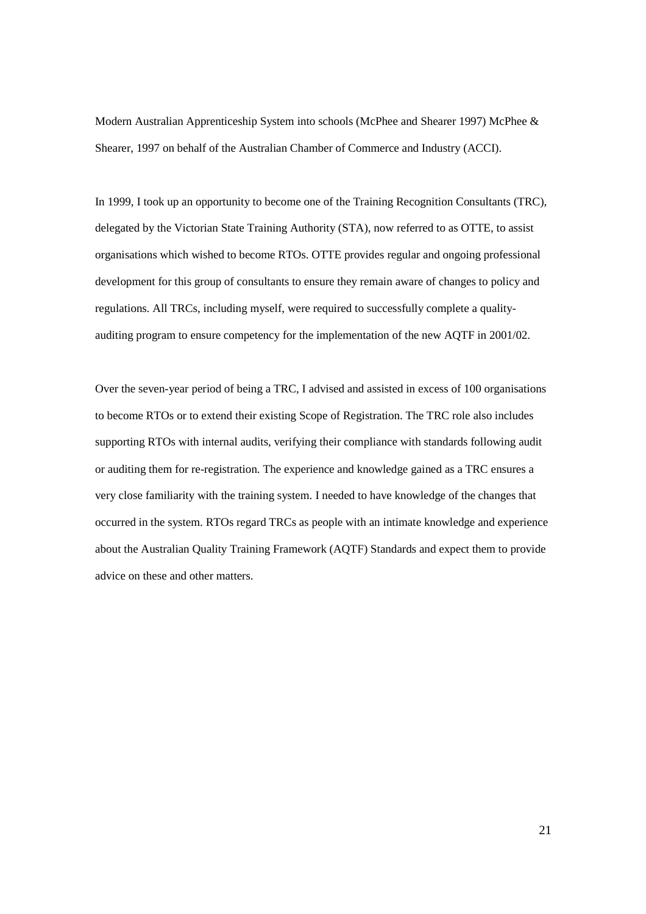Modern Australian Apprenticeship System into schools (McPhee and Shearer 1997) McPhee & Shearer, 1997 on behalf of the Australian Chamber of Commerce and Industry (ACCI).

In 1999, I took up an opportunity to become one of the Training Recognition Consultants (TRC), delegated by the Victorian State Training Authority (STA), now referred to as OTTE, to assist organisations which wished to become RTOs. OTTE provides regular and ongoing professional development for this group of consultants to ensure they remain aware of changes to policy and regulations. All TRCs, including myself, were required to successfully complete a quality-auditing program to ensure competency for the implementation of the new AQTF in 2001/02.

Over the seven-year period of being a TRC, I advised and assisted in excess of 100 organisations to become RTOs or to extend their existing Scope of Registration. The TRC role also includes supporting RTOs with internal audits, verifying their compliance with standards following audit or auditing them for re-registration. The experience and knowledge gained as a TRC ensures a very close familiarity with the training system. I needed to have knowledge of the changes that occurred in the system. RTOs regard TRCs as people with an intimate knowledge and experience about the Australian Quality Training Framework (AQTF) Standards and expect them to provide advice on these and other matters.